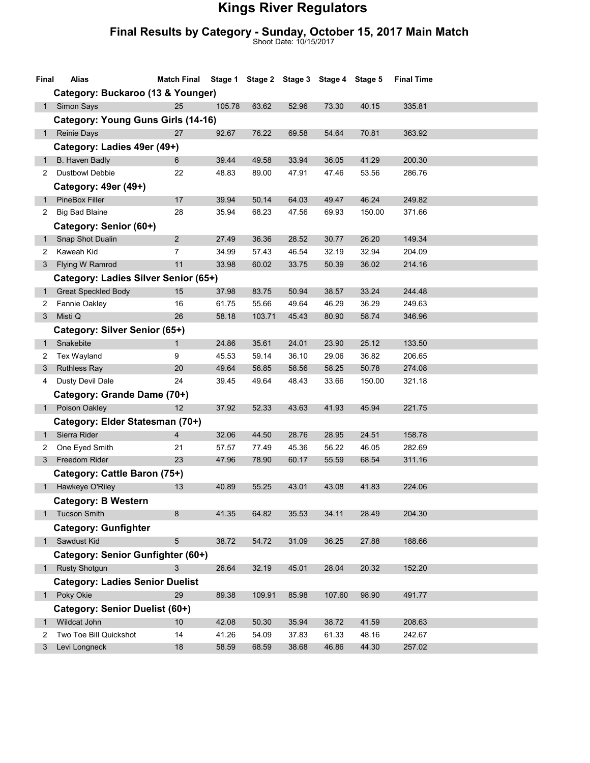# Kings River Regulators

## Final Results by Category - Sunday, October 15, 2017 Main Match

Shoot Date: 10/15/2017

| Final | Alias | Match Final | Stage 1 | Stage 2 | Stage 3 | Stage 4 | Stage 5 | Final Time |
|---|---|---|---|---|---|---|---|---|
| | **Category: Buckaroo (13 & Younger)** | | | | | | | |
| 1 | Simon Says | 25 | 105.78 | 63.62 | 52.96 | 73.30 | 40.15 | 335.81 |
| | **Category: Young Guns Girls (14-16)** | | | | | | | |
| 1 | Reinie Days | 27 | 92.67 | 76.22 | 69.58 | 54.64 | 70.81 | 363.92 |
| | **Category: Ladies 49er (49+)** | | | | | | | |
| 1 | B. Haven Badly | 6 | 39.44 | 49.58 | 33.94 | 36.05 | 41.29 | 200.30 |
| 2 | Dustbowl Debbie | 22 | 48.83 | 89.00 | 47.91 | 47.46 | 53.56 | 286.76 |
| | **Category: 49er (49+)** | | | | | | | |
| 1 | PineBox Filler | 17 | 39.94 | 50.14 | 64.03 | 49.47 | 46.24 | 249.82 |
| 2 | Big Bad Blaine | 28 | 35.94 | 68.23 | 47.56 | 69.93 | 150.00 | 371.66 |
| | **Category: Senior (60+)** | | | | | | | |
| 1 | Snap Shot Dualin | 2 | 27.49 | 36.36 | 28.52 | 30.77 | 26.20 | 149.34 |
| 2 | Kaweah Kid | 7 | 34.99 | 57.43 | 46.54 | 32.19 | 32.94 | 204.09 |
| 3 | Flying W Ramrod | 11 | 33.98 | 60.02 | 33.75 | 50.39 | 36.02 | 214.16 |
| | **Category: Ladies Silver Senior (65+)** | | | | | | | |
| 1 | Great Speckled Body | 15 | 37.98 | 83.75 | 50.94 | 38.57 | 33.24 | 244.48 |
| 2 | Fannie Oakley | 16 | 61.75 | 55.66 | 49.64 | 46.29 | 36.29 | 249.63 |
| 3 | Misti Q | 26 | 58.18 | 103.71 | 45.43 | 80.90 | 58.74 | 346.96 |
| | **Category: Silver Senior (65+)** | | | | | | | |
| 1 | Snakebite | 1 | 24.86 | 35.61 | 24.01 | 23.90 | 25.12 | 133.50 |
| 2 | Tex Wayland | 9 | 45.53 | 59.14 | 36.10 | 29.06 | 36.82 | 206.65 |
| 3 | Ruthless Ray | 20 | 49.64 | 56.85 | 58.56 | 58.25 | 50.78 | 274.08 |
| 4 | Dusty Devil Dale | 24 | 39.45 | 49.64 | 48.43 | 33.66 | 150.00 | 321.18 |
| | **Category: Grande Dame (70+)** | | | | | | | |
| 1 | Poison Oakley | 12 | 37.92 | 52.33 | 43.63 | 41.93 | 45.94 | 221.75 |
| | **Category: Elder Statesman (70+)** | | | | | | | |
| 1 | Sierra Rider | 4 | 32.06 | 44.50 | 28.76 | 28.95 | 24.51 | 158.78 |
| 2 | One Eyed Smith | 21 | 57.57 | 77.49 | 45.36 | 56.22 | 46.05 | 282.69 |
| 3 | Freedom Rider | 23 | 47.96 | 78.90 | 60.17 | 55.59 | 68.54 | 311.16 |
| | **Category: Cattle Baron (75+)** | | | | | | | |
| 1 | Hawkeye O'Riley | 13 | 40.89 | 55.25 | 43.01 | 43.08 | 41.83 | 224.06 |
| | **Category: B Western** | | | | | | | |
| 1 | Tucson Smith | 8 | 41.35 | 64.82 | 35.53 | 34.11 | 28.49 | 204.30 |
| | **Category: Gunfighter** | | | | | | | |
| 1 | Sawdust Kid | 5 | 38.72 | 54.72 | 31.09 | 36.25 | 27.88 | 188.66 |
| | **Category: Senior Gunfighter (60+)** | | | | | | | |
| 1 | Rusty Shotgun | 3 | 26.64 | 32.19 | 45.01 | 28.04 | 20.32 | 152.20 |
| | **Category: Ladies Senior Duelist** | | | | | | | |
| 1 | Poky Okie | 29 | 89.38 | 109.91 | 85.98 | 107.60 | 98.90 | 491.77 |
| | **Category: Senior Duelist (60+)** | | | | | | | |
| 1 | Wildcat John | 10 | 42.08 | 50.30 | 35.94 | 38.72 | 41.59 | 208.63 |
| 2 | Two Toe Bill Quickshot | 14 | 41.26 | 54.09 | 37.83 | 61.33 | 48.16 | 242.67 |
| 3 | Levi Longneck | 18 | 58.59 | 68.59 | 38.68 | 46.86 | 44.30 | 257.02 |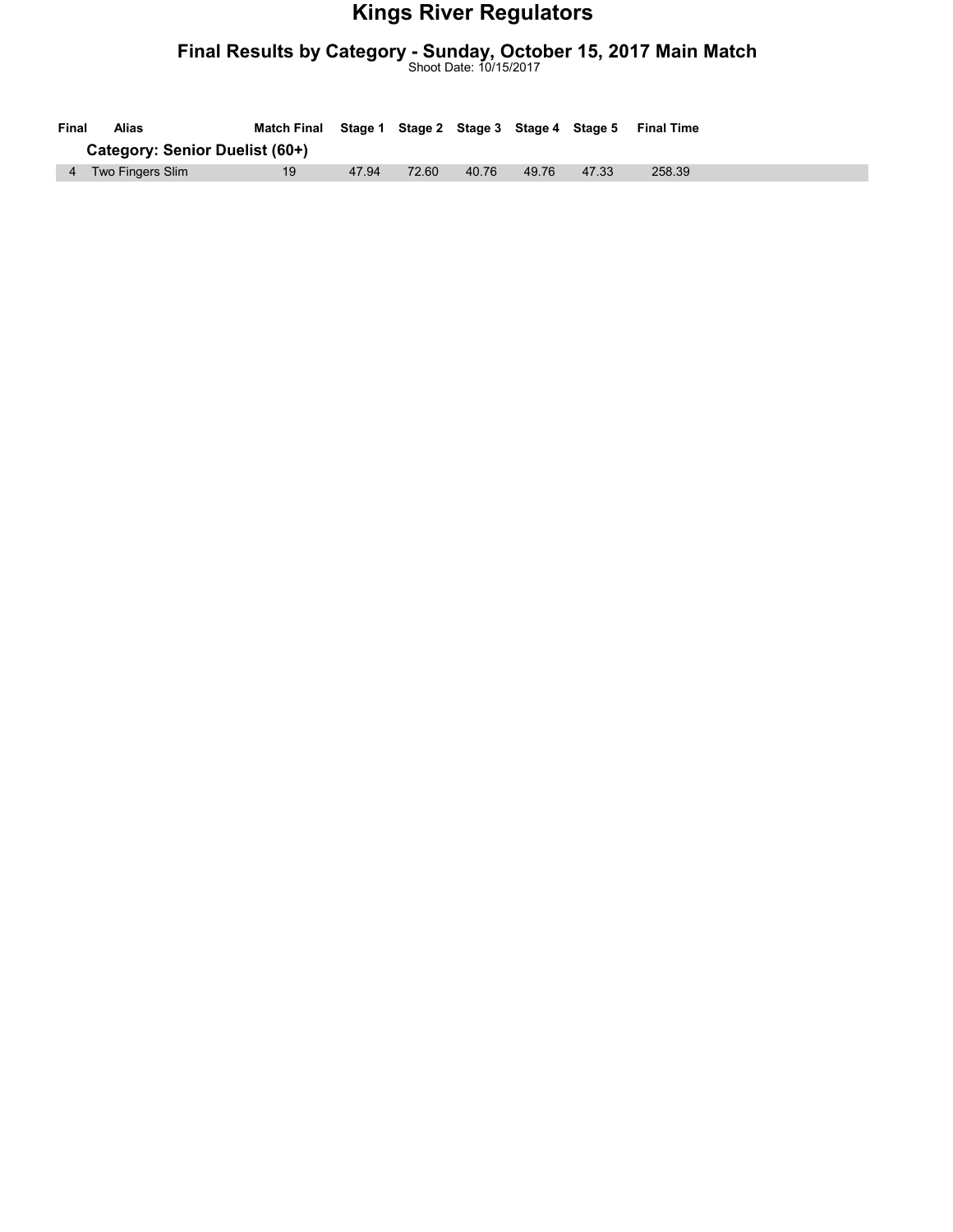# Kings River Regulators

## Final Results by Category - Sunday, October 15, 2017 Main Match

Shoot Date: 10/15/2017

| Final | Alias | Match Final | Stage 1 | Stage 2 | Stage 3 | Stage 4 | Stage 5 | Final Time |
|---|---|---|---|---|---|---|---|---|
| | **Category: Senior Duelist (60+)** | | | | | | | |
| 4 | Two Fingers Slim | 19 | 47.94 | 72.60 | 40.76 | 49.76 | 47.33 | 258.39 |